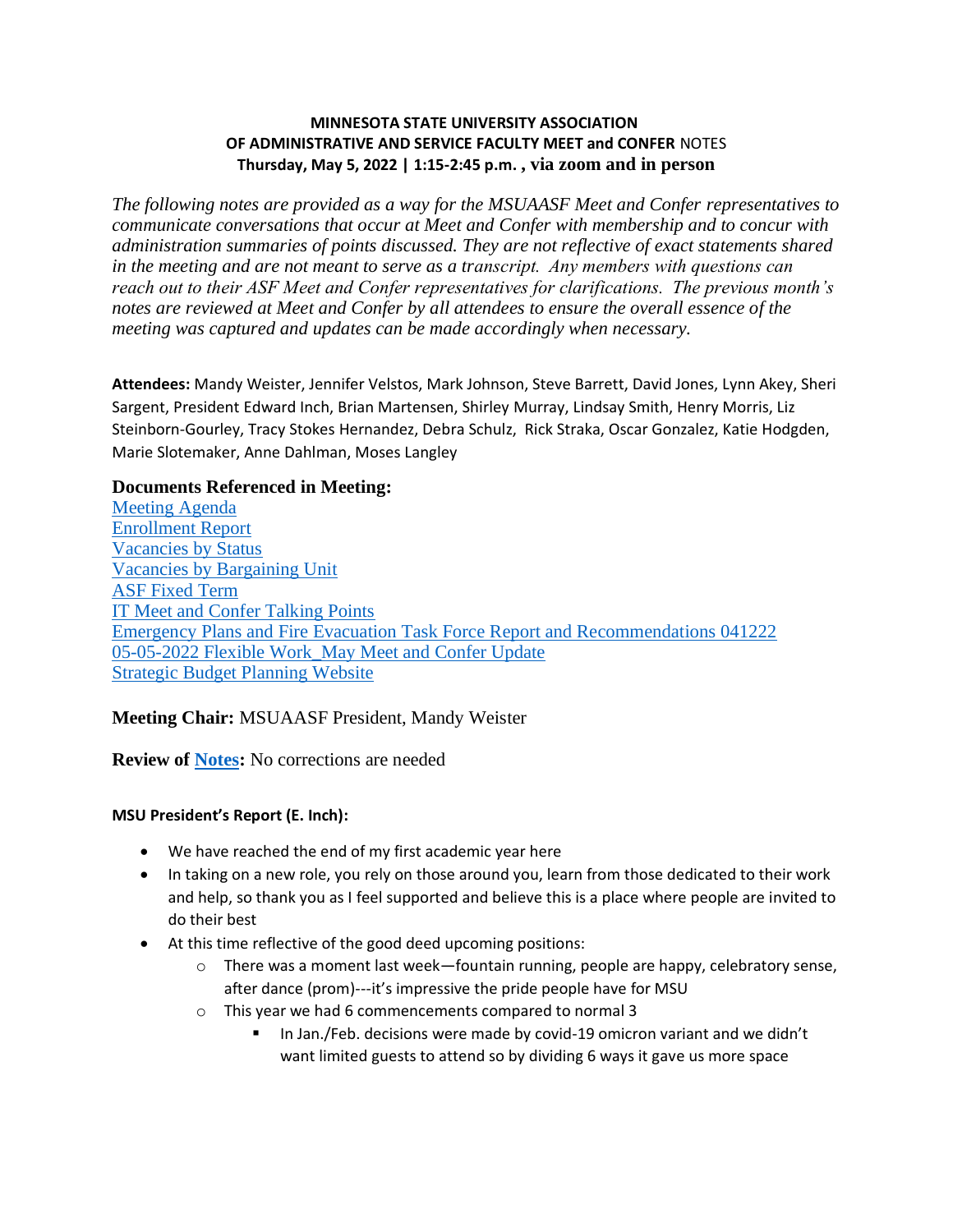**MINNESOTA STATE UNIVERSITY ASSOCIATION OF ADMINISTRATIVE AND SERVICE FACULTY MEET and CONFER** NOTES
**Thursday, May 5, 2022 | 1:15-2:45 p.m. , via zoom and in person**

*The following notes are provided as a way for the MSUAASF Meet and Confer representatives to communicate conversations that occur at Meet and Confer with membership and to concur with administration summaries of points discussed. They are not reflective of exact statements shared in the meeting and are not meant to serve as a transcript. Any members with questions can reach out to their ASF Meet and Confer representatives for clarifications. The previous month's notes are reviewed at Meet and Confer by all attendees to ensure the overall essence of the meeting was captured and updates can be made accordingly when necessary.*

**Attendees:** Mandy Weister, Jennifer Velstos, Mark Johnson, Steve Barrett, David Jones, Lynn Akey, Sheri Sargent, President Edward Inch, Brian Martensen, Shirley Murray, Lindsay Smith, Henry Morris, Liz Steinborn-Gourley, Tracy Stokes Hernandez, Debra Schulz, Rick Straka, Oscar Gonzalez, Katie Hodgden, Marie Slotemaker, Anne Dahlman, Moses Langley

**Documents Referenced in Meeting:**
Meeting Agenda
Enrollment Report
Vacancies by Status
Vacancies by Bargaining Unit
ASF Fixed Term
IT Meet and Confer Talking Points
Emergency Plans and Fire Evacuation Task Force Report and Recommendations 041222
05-05-2022 Flexible Work_May Meet and Confer Update
Strategic Budget Planning Website

**Meeting Chair:** MSUAASF President, Mandy Weister

**Review of Notes:** No corrections are needed

**MSU President's Report (E. Inch):**

- We have reached the end of my first academic year here
- In taking on a new role, you rely on those around you, learn from those dedicated to their work and help, so thank you as I feel supported and believe this is a place where people are invited to do their best
- At this time reflective of the good deed upcoming positions:
  - There was a moment last week—fountain running, people are happy, celebratory sense, after dance (prom)---it's impressive the pride people have for MSU
  - This year we had 6 commencements compared to normal 3
    - In Jan./Feb. decisions were made by covid-19 omicron variant and we didn't want limited guests to attend so by dividing 6 ways it gave us more space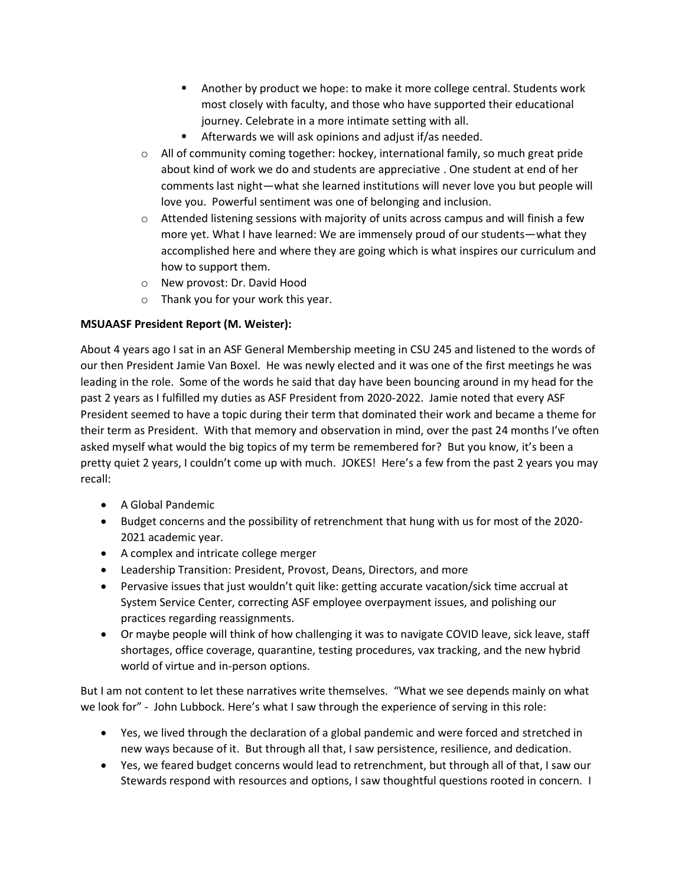- Another by product we hope: to make it more college central. Students work most closely with faculty, and those who have supported their educational journey. Celebrate in a more intimate setting with all.
    - Afterwards we will ask opinions and adjust if/as needed.
  - All of community coming together: hockey, international family, so much great pride about kind of work we do and students are appreciative . One student at end of her comments last night—what she learned institutions will never love you but people will love you. Powerful sentiment was one of belonging and inclusion.
  - Attended listening sessions with majority of units across campus and will finish a few more yet. What I have learned: We are immensely proud of our students—what they accomplished here and where they are going which is what inspires our curriculum and how to support them.
  - New provost: Dr. David Hood
  - Thank you for your work this year.

**MSUAASF President Report (M. Weister):**

About 4 years ago I sat in an ASF General Membership meeting in CSU 245 and listened to the words of our then President Jamie Van Boxel. He was newly elected and it was one of the first meetings he was leading in the role. Some of the words he said that day have been bouncing around in my head for the past 2 years as I fulfilled my duties as ASF President from 2020-2022. Jamie noted that every ASF President seemed to have a topic during their term that dominated their work and became a theme for their term as President. With that memory and observation in mind, over the past 24 months I've often asked myself what would the big topics of my term be remembered for? But you know, it's been a pretty quiet 2 years, I couldn't come up with much. JOKES! Here's a few from the past 2 years you may recall:

- A Global Pandemic
- Budget concerns and the possibility of retrenchment that hung with us for most of the 2020-2021 academic year.
- A complex and intricate college merger
- Leadership Transition: President, Provost, Deans, Directors, and more
- Pervasive issues that just wouldn't quit like: getting accurate vacation/sick time accrual at System Service Center, correcting ASF employee overpayment issues, and polishing our practices regarding reassignments.
- Or maybe people will think of how challenging it was to navigate COVID leave, sick leave, staff shortages, office coverage, quarantine, testing procedures, vax tracking, and the new hybrid world of virtue and in-person options.

But I am not content to let these narratives write themselves. "What we see depends mainly on what we look for" - John Lubbock. Here's what I saw through the experience of serving in this role:

- Yes, we lived through the declaration of a global pandemic and were forced and stretched in new ways because of it. But through all that, I saw persistence, resilience, and dedication.
- Yes, we feared budget concerns would lead to retrenchment, but through all of that, I saw our Stewards respond with resources and options, I saw thoughtful questions rooted in concern. I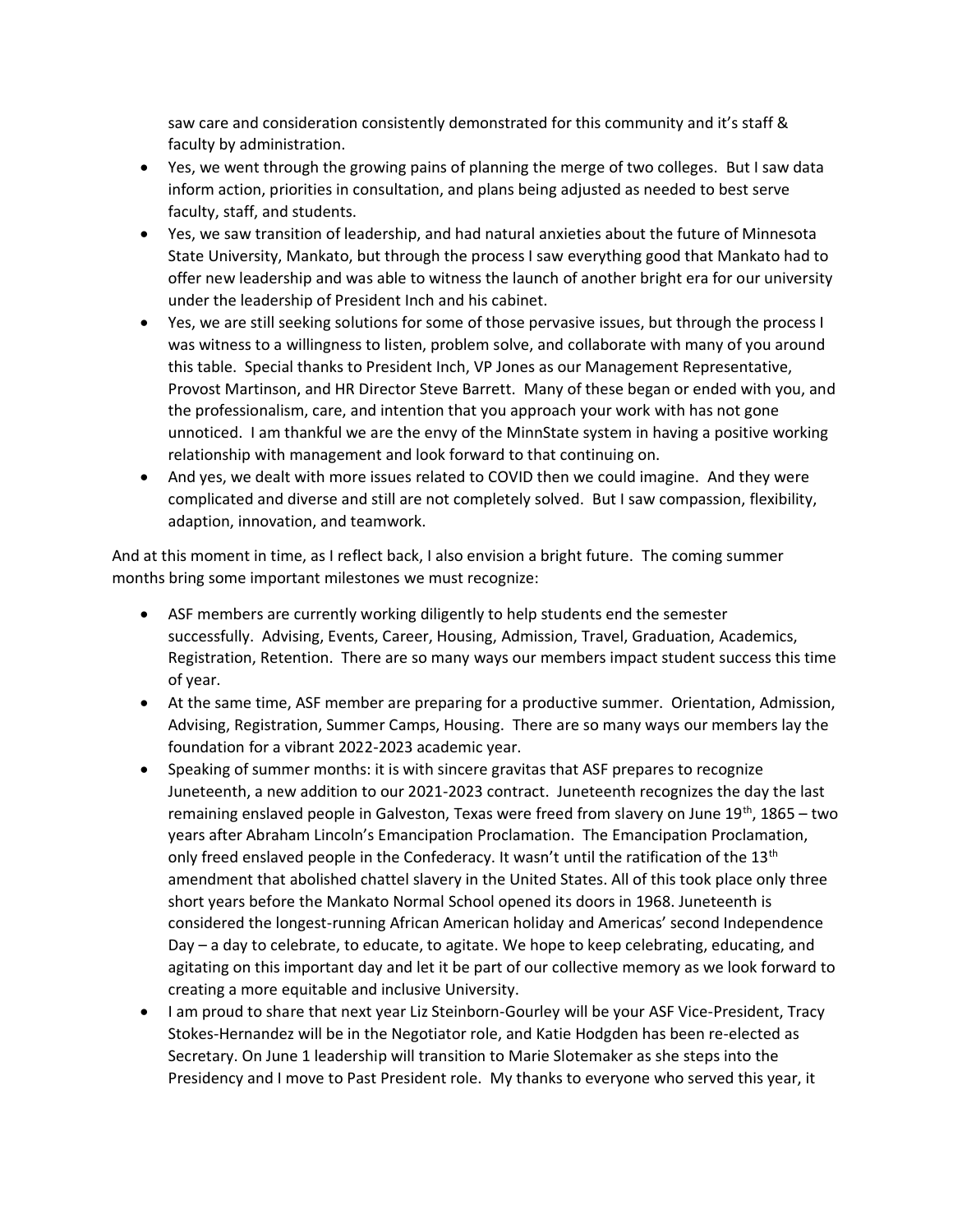saw care and consideration consistently demonstrated for this community and it's staff & faculty by administration.

- Yes, we went through the growing pains of planning the merge of two colleges. But I saw data inform action, priorities in consultation, and plans being adjusted as needed to best serve faculty, staff, and students.
- Yes, we saw transition of leadership, and had natural anxieties about the future of Minnesota State University, Mankato, but through the process I saw everything good that Mankato had to offer new leadership and was able to witness the launch of another bright era for our university under the leadership of President Inch and his cabinet.
- Yes, we are still seeking solutions for some of those pervasive issues, but through the process I was witness to a willingness to listen, problem solve, and collaborate with many of you around this table. Special thanks to President Inch, VP Jones as our Management Representative, Provost Martinson, and HR Director Steve Barrett. Many of these began or ended with you, and the professionalism, care, and intention that you approach your work with has not gone unnoticed. I am thankful we are the envy of the MinnState system in having a positive working relationship with management and look forward to that continuing on.
- And yes, we dealt with more issues related to COVID then we could imagine. And they were complicated and diverse and still are not completely solved. But I saw compassion, flexibility, adaption, innovation, and teamwork.

And at this moment in time, as I reflect back, I also envision a bright future. The coming summer months bring some important milestones we must recognize:

- ASF members are currently working diligently to help students end the semester successfully. Advising, Events, Career, Housing, Admission, Travel, Graduation, Academics, Registration, Retention. There are so many ways our members impact student success this time of year.
- At the same time, ASF member are preparing for a productive summer. Orientation, Admission, Advising, Registration, Summer Camps, Housing. There are so many ways our members lay the foundation for a vibrant 2022-2023 academic year.
- Speaking of summer months: it is with sincere gravitas that ASF prepares to recognize Juneteenth, a new addition to our 2021-2023 contract. Juneteenth recognizes the day the last remaining enslaved people in Galveston, Texas were freed from slavery on June 19th, 1865 – two years after Abraham Lincoln's Emancipation Proclamation. The Emancipation Proclamation, only freed enslaved people in the Confederacy. It wasn't until the ratification of the 13th amendment that abolished chattel slavery in the United States. All of this took place only three short years before the Mankato Normal School opened its doors in 1968. Juneteenth is considered the longest-running African American holiday and Americas' second Independence Day – a day to celebrate, to educate, to agitate. We hope to keep celebrating, educating, and agitating on this important day and let it be part of our collective memory as we look forward to creating a more equitable and inclusive University.
- I am proud to share that next year Liz Steinborn-Gourley will be your ASF Vice-President, Tracy Stokes-Hernandez will be in the Negotiator role, and Katie Hodgden has been re-elected as Secretary. On June 1 leadership will transition to Marie Slotemaker as she steps into the Presidency and I move to Past President role. My thanks to everyone who served this year, it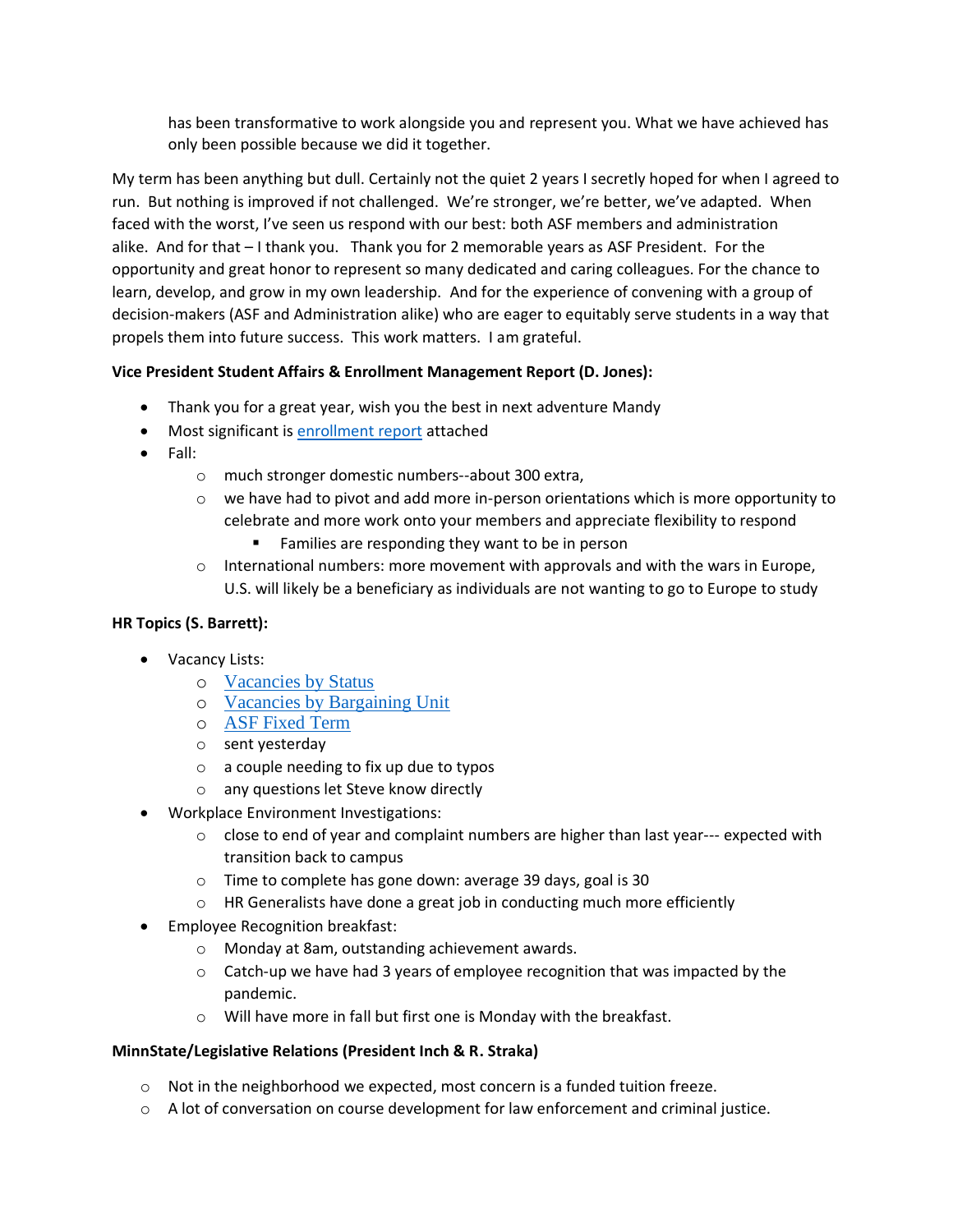has been transformative to work alongside you and represent you. What we have achieved has only been possible because we did it together.

My term has been anything but dull. Certainly not the quiet 2 years I secretly hoped for when I agreed to run. But nothing is improved if not challenged. We're stronger, we're better, we've adapted. When faced with the worst, I've seen us respond with our best: both ASF members and administration alike. And for that – I thank you. Thank you for 2 memorable years as ASF President. For the opportunity and great honor to represent so many dedicated and caring colleagues. For the chance to learn, develop, and grow in my own leadership. And for the experience of convening with a group of decision-makers (ASF and Administration alike) who are eager to equitably serve students in a way that propels them into future success. This work matters. I am grateful.

**Vice President Student Affairs & Enrollment Management Report (D. Jones):**

- Thank you for a great year, wish you the best in next adventure Mandy
- Most significant is enrollment report attached
- Fall:
  - much stronger domestic numbers--about 300 extra,
  - we have had to pivot and add more in-person orientations which is more opportunity to celebrate and more work onto your members and appreciate flexibility to respond
    - Families are responding they want to be in person
  - International numbers: more movement with approvals and with the wars in Europe, U.S. will likely be a beneficiary as individuals are not wanting to go to Europe to study

**HR Topics (S. Barrett):**

- Vacancy Lists:
  - Vacancies by Status
  - Vacancies by Bargaining Unit
  - ASF Fixed Term
  - sent yesterday
  - a couple needing to fix up due to typos
  - any questions let Steve know directly
- Workplace Environment Investigations:
  - close to end of year and complaint numbers are higher than last year--- expected with transition back to campus
  - Time to complete has gone down: average 39 days, goal is 30
  - HR Generalists have done a great job in conducting much more efficiently
- Employee Recognition breakfast:
  - Monday at 8am, outstanding achievement awards.
  - Catch-up we have had 3 years of employee recognition that was impacted by the pandemic.
  - Will have more in fall but first one is Monday with the breakfast.

**MinnState/Legislative Relations (President Inch & R. Straka)**

- Not in the neighborhood we expected, most concern is a funded tuition freeze.
- A lot of conversation on course development for law enforcement and criminal justice.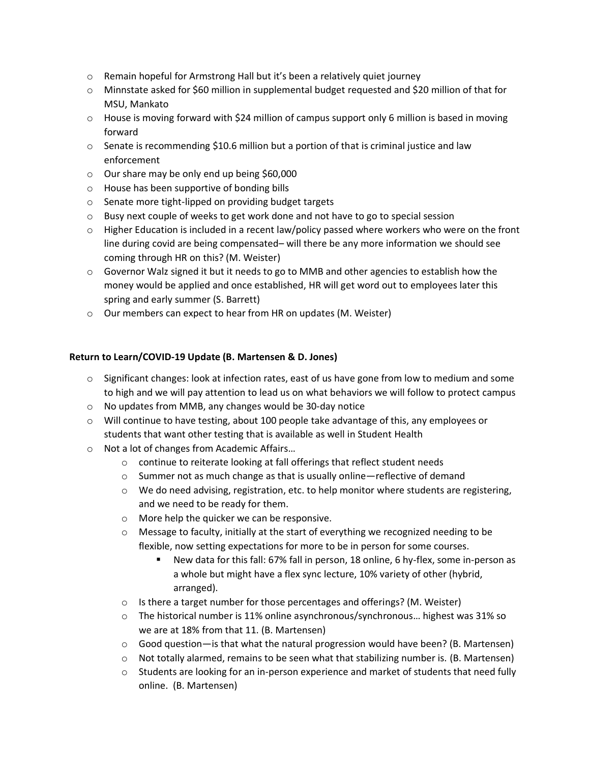- Remain hopeful for Armstrong Hall but it's been a relatively quiet journey
- Minnstate asked for $60 million in supplemental budget requested and $20 million of that for MSU, Mankato
- House is moving forward with $24 million of campus support only 6 million is based in moving forward
- Senate is recommending $10.6 million but a portion of that is criminal justice and law enforcement
- Our share may be only end up being $60,000
- House has been supportive of bonding bills
- Senate more tight-lipped on providing budget targets
- Busy next couple of weeks to get work done and not have to go to special session
- Higher Education is included in a recent law/policy passed where workers who were on the front line during covid are being compensated– will there be any more information we should see coming through HR on this? (M. Weister)
- Governor Walz signed it but it needs to go to MMB and other agencies to establish how the money would be applied and once established, HR will get word out to employees later this spring and early summer (S. Barrett)
- Our members can expect to hear from HR on updates (M. Weister)

**Return to Learn/COVID-19 Update (B. Martensen & D. Jones)**

- Significant changes: look at infection rates, east of us have gone from low to medium and some to high and we will pay attention to lead us on what behaviors we will follow to protect campus
- No updates from MMB, any changes would be 30-day notice
- Will continue to have testing, about 100 people take advantage of this, any employees or students that want other testing that is available as well in Student Health
- Not a lot of changes from Academic Affairs…
    - continue to reiterate looking at fall offerings that reflect student needs
    - Summer not as much change as that is usually online—reflective of demand
    - We do need advising, registration, etc. to help monitor where students are registering, and we need to be ready for them.
    - More help the quicker we can be responsive.
    - Message to faculty, initially at the start of everything we recognized needing to be flexible, now setting expectations for more to be in person for some courses.
        - New data for this fall: 67% fall in person, 18 online, 6 hy-flex, some in-person as a whole but might have a flex sync lecture, 10% variety of other (hybrid, arranged).
- Is there a target number for those percentages and offerings? (M. Weister)
- The historical number is 11% online asynchronous/synchronous… highest was 31% so we are at 18% from that 11. (B. Martensen)
- Good question—is that what the natural progression would have been? (B. Martensen)
- Not totally alarmed, remains to be seen what that stabilizing number is. (B. Martensen)
- Students are looking for an in-person experience and market of students that need fully online. (B. Martensen)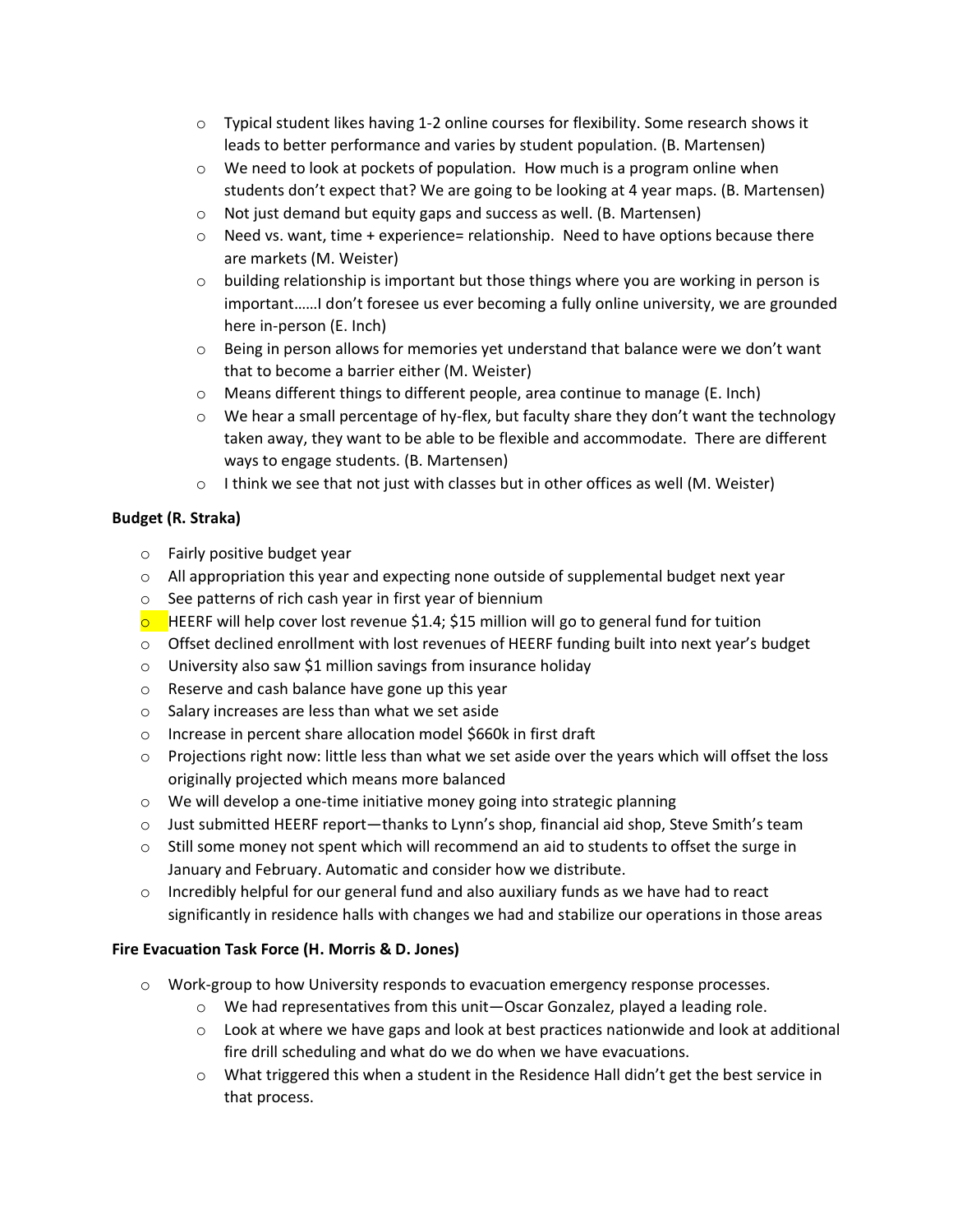- Typical student likes having 1-2 online courses for flexibility. Some research shows it leads to better performance and varies by student population. (B. Martensen)
- We need to look at pockets of population. How much is a program online when students don't expect that? We are going to be looking at 4 year maps. (B. Martensen)
- Not just demand but equity gaps and success as well. (B. Martensen)
- Need vs. want, time + experience= relationship. Need to have options because there are markets (M. Weister)
- building relationship is important but those things where you are working in person is important……I don't foresee us ever becoming a fully online university, we are grounded here in-person (E. Inch)
- Being in person allows for memories yet understand that balance were we don't want that to become a barrier either (M. Weister)
- Means different things to different people, area continue to manage (E. Inch)
- We hear a small percentage of hy-flex, but faculty share they don't want the technology taken away, they want to be able to be flexible and accommodate. There are different ways to engage students. (B. Martensen)
- I think we see that not just with classes but in other offices as well (M. Weister)

**Budget (R. Straka)**

- Fairly positive budget year
- All appropriation this year and expecting none outside of supplemental budget next year
- See patterns of rich cash year in first year of biennium
- HEERF will help cover lost revenue $1.4; $15 million will go to general fund for tuition
- Offset declined enrollment with lost revenues of HEERF funding built into next year's budget
- University also saw $1 million savings from insurance holiday
- Reserve and cash balance have gone up this year
- Salary increases are less than what we set aside
- Increase in percent share allocation model $660k in first draft
- Projections right now: little less than what we set aside over the years which will offset the loss originally projected which means more balanced
- We will develop a one-time initiative money going into strategic planning
- Just submitted HEERF report—thanks to Lynn's shop, financial aid shop, Steve Smith's team
- Still some money not spent which will recommend an aid to students to offset the surge in January and February. Automatic and consider how we distribute.
- Incredibly helpful for our general fund and also auxiliary funds as we have had to react significantly in residence halls with changes we had and stabilize our operations in those areas

**Fire Evacuation Task Force (H. Morris & D. Jones)**

- Work-group to how University responds to evacuation emergency response processes.
  - We had representatives from this unit—Oscar Gonzalez, played a leading role.
  - Look at where we have gaps and look at best practices nationwide and look at additional fire drill scheduling and what do we do when we have evacuations.
  - What triggered this when a student in the Residence Hall didn't get the best service in that process.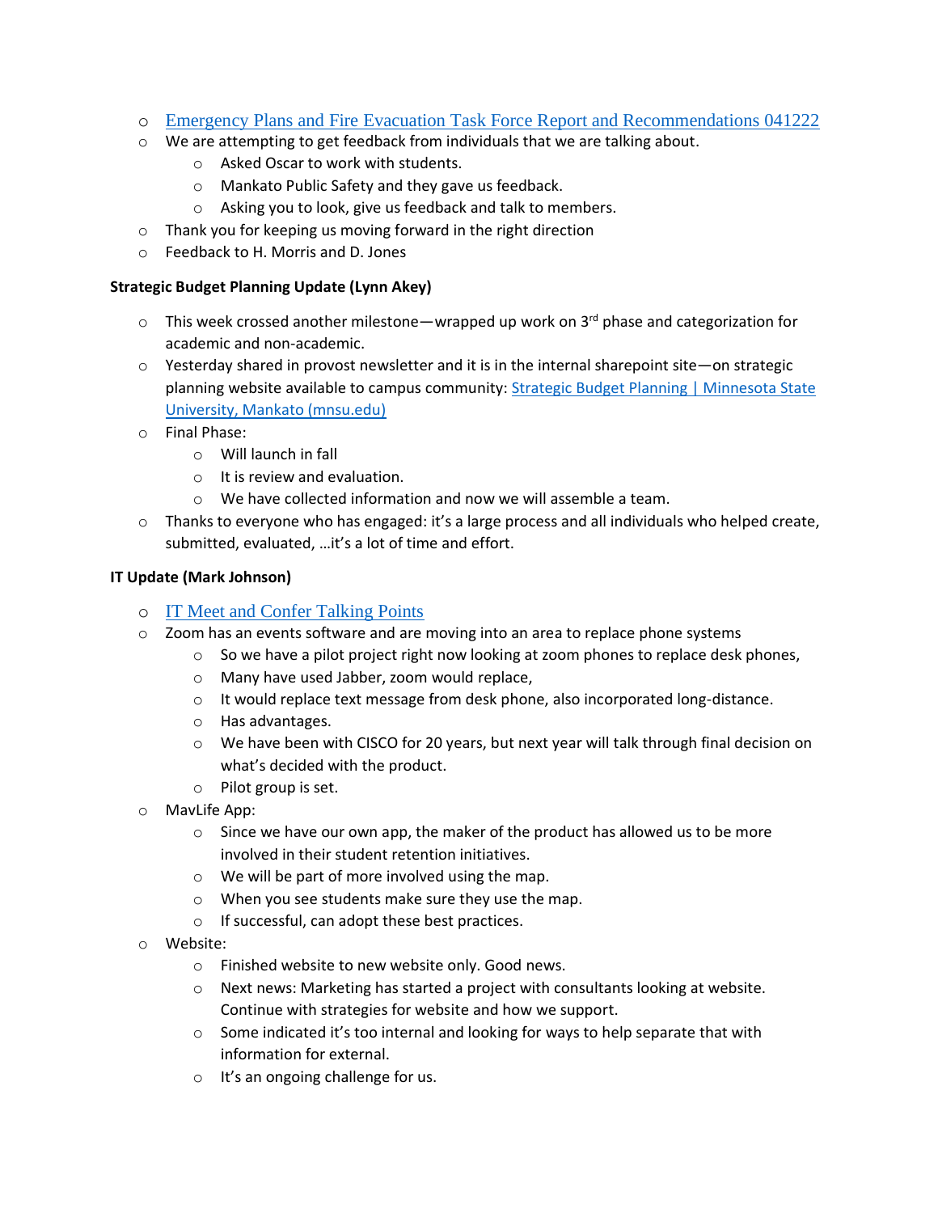- [Emergency Plans and Fire Evacuation Task Force Report and Recommendations 041222]()
- We are attempting to get feedback from individuals that we are talking about.
  - Asked Oscar to work with students.
  - Mankato Public Safety and they gave us feedback.
  - Asking you to look, give us feedback and talk to members.
- Thank you for keeping us moving forward in the right direction
- Feedback to H. Morris and D. Jones

**Strategic Budget Planning Update (Lynn Akey)**

- This week crossed another milestone—wrapped up work on 3rd phase and categorization for academic and non-academic.
- Yesterday shared in provost newsletter and it is in the internal sharepoint site—on strategic planning website available to campus community: [Strategic Budget Planning | Minnesota State University, Mankato (mnsu.edu)]()
- Final Phase:
  - Will launch in fall
  - It is review and evaluation.
  - We have collected information and now we will assemble a team.
- Thanks to everyone who has engaged: it's a large process and all individuals who helped create, submitted, evaluated, …it's a lot of time and effort.

**IT Update (Mark Johnson)**

- [IT Meet and Confer Talking Points]()
- Zoom has an events software and are moving into an area to replace phone systems
  - So we have a pilot project right now looking at zoom phones to replace desk phones,
  - Many have used Jabber, zoom would replace,
  - It would replace text message from desk phone, also incorporated long-distance.
  - Has advantages.
  - We have been with CISCO for 20 years, but next year will talk through final decision on what's decided with the product.
  - Pilot group is set.
- MavLife App:
  - Since we have our own app, the maker of the product has allowed us to be more involved in their student retention initiatives.
  - We will be part of more involved using the map.
  - When you see students make sure they use the map.
  - If successful, can adopt these best practices.
- Website:
  - Finished website to new website only. Good news.
  - Next news: Marketing has started a project with consultants looking at website. Continue with strategies for website and how we support.
  - Some indicated it's too internal and looking for ways to help separate that with information for external.
  - It's an ongoing challenge for us.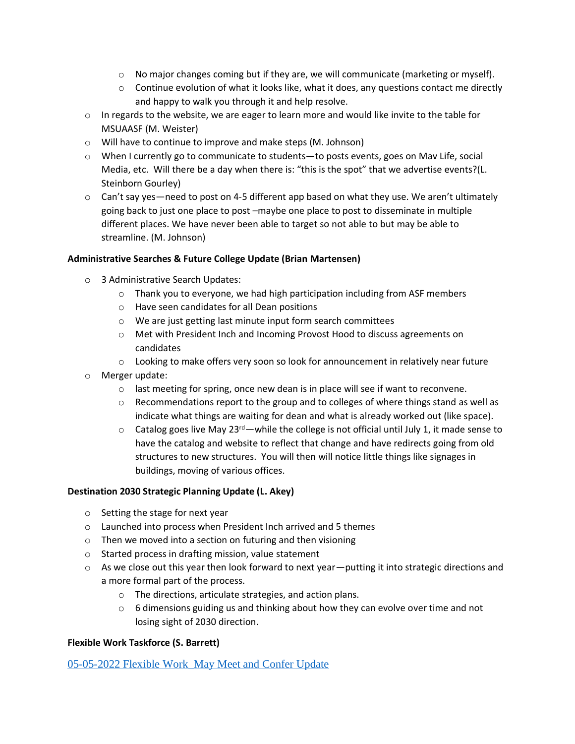- No major changes coming but if they are, we will communicate (marketing or myself).
    - Continue evolution of what it looks like, what it does, any questions contact me directly and happy to walk you through it and help resolve.
- In regards to the website, we are eager to learn more and would like invite to the table for MSUAASF (M. Weister)
- Will have to continue to improve and make steps (M. Johnson)
- When I currently go to communicate to students—to posts events, goes on Mav Life, social Media, etc. Will there be a day when there is: "this is the spot" that we advertise events?(L. Steinborn Gourley)
- Can't say yes—need to post on 4-5 different app based on what they use. We aren't ultimately going back to just one place to post –maybe one place to post to disseminate in multiple different places. We have never been able to target so not able to but may be able to streamline. (M. Johnson)

**Administrative Searches & Future College Update (Brian Martensen)**

- 3 Administrative Search Updates:
    - Thank you to everyone, we had high participation including from ASF members
    - Have seen candidates for all Dean positions
    - We are just getting last minute input form search committees
    - Met with President Inch and Incoming Provost Hood to discuss agreements on candidates
    - Looking to make offers very soon so look for announcement in relatively near future
- Merger update:
    - last meeting for spring, once new dean is in place will see if want to reconvene.
    - Recommendations report to the group and to colleges of where things stand as well as indicate what things are waiting for dean and what is already worked out (like space).
    - Catalog goes live May 23rd—while the college is not official until July 1, it made sense to have the catalog and website to reflect that change and have redirects going from old structures to new structures. You will then will notice little things like signages in buildings, moving of various offices.

**Destination 2030 Strategic Planning Update (L. Akey)**

- Setting the stage for next year
- Launched into process when President Inch arrived and 5 themes
- Then we moved into a section on futuring and then visioning
- Started process in drafting mission, value statement
- As we close out this year then look forward to next year—putting it into strategic directions and a more formal part of the process.
    - The directions, articulate strategies, and action plans.
    - 6 dimensions guiding us and thinking about how they can evolve over time and not losing sight of 2030 direction.

**Flexible Work Taskforce (S. Barrett)**

05-05-2022 Flexible Work May Meet and Confer Update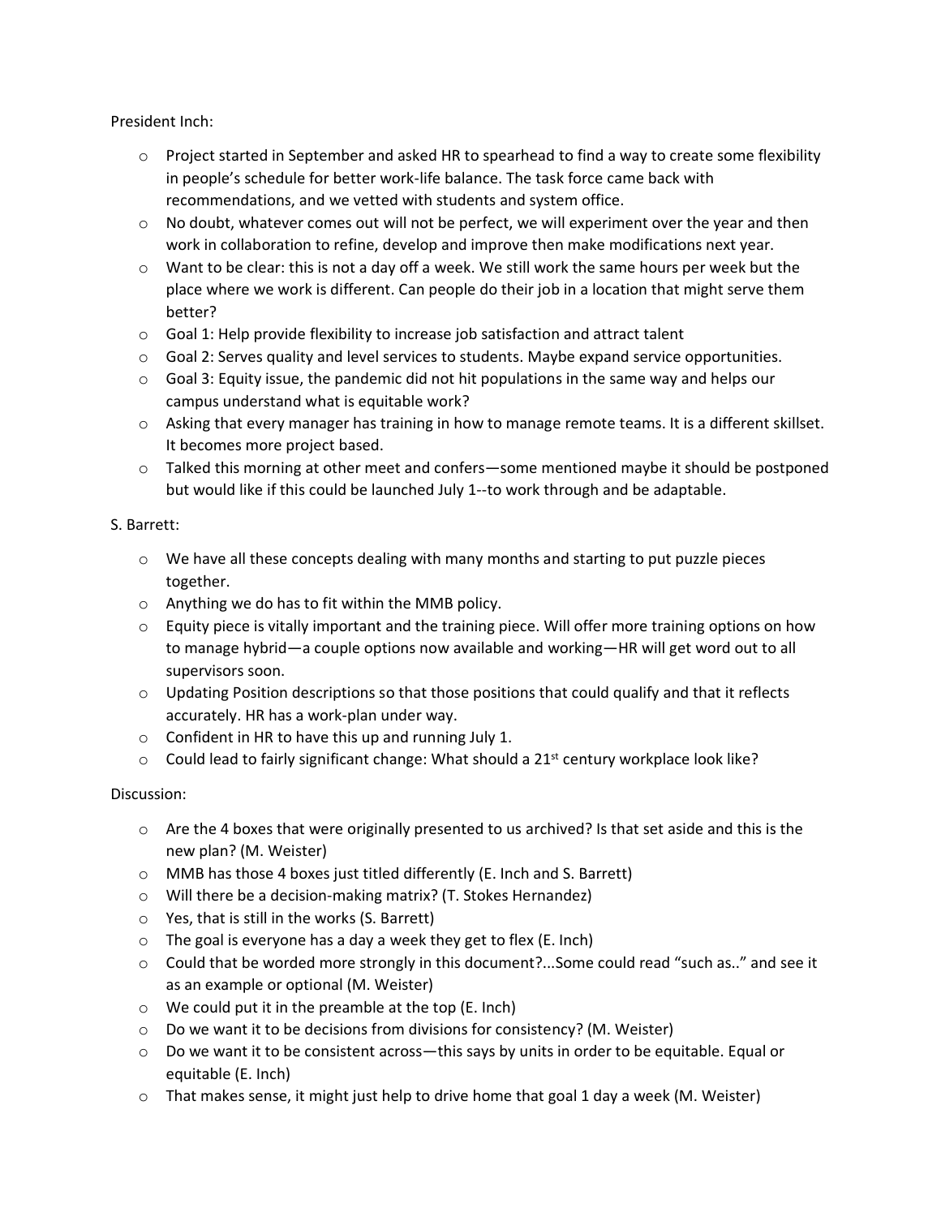President Inch:

- Project started in September and asked HR to spearhead to find a way to create some flexibility in people's schedule for better work-life balance. The task force came back with recommendations, and we vetted with students and system office.
- No doubt, whatever comes out will not be perfect, we will experiment over the year and then work in collaboration to refine, develop and improve then make modifications next year.
- Want to be clear: this is not a day off a week. We still work the same hours per week but the place where we work is different. Can people do their job in a location that might serve them better?
- Goal 1: Help provide flexibility to increase job satisfaction and attract talent
- Goal 2: Serves quality and level services to students. Maybe expand service opportunities.
- Goal 3: Equity issue, the pandemic did not hit populations in the same way and helps our campus understand what is equitable work?
- Asking that every manager has training in how to manage remote teams. It is a different skillset. It becomes more project based.
- Talked this morning at other meet and confers—some mentioned maybe it should be postponed but would like if this could be launched July 1--to work through and be adaptable.

S. Barrett:

- We have all these concepts dealing with many months and starting to put puzzle pieces together.
- Anything we do has to fit within the MMB policy.
- Equity piece is vitally important and the training piece. Will offer more training options on how to manage hybrid—a couple options now available and working—HR will get word out to all supervisors soon.
- Updating Position descriptions so that those positions that could qualify and that it reflects accurately. HR has a work-plan under way.
- Confident in HR to have this up and running July 1.
- Could lead to fairly significant change: What should a 21st century workplace look like?

Discussion:

- Are the 4 boxes that were originally presented to us archived? Is that set aside and this is the new plan? (M. Weister)
- MMB has those 4 boxes just titled differently (E. Inch and S. Barrett)
- Will there be a decision-making matrix? (T. Stokes Hernandez)
- Yes, that is still in the works (S. Barrett)
- The goal is everyone has a day a week they get to flex (E. Inch)
- Could that be worded more strongly in this document?...Some could read "such as.." and see it as an example or optional (M. Weister)
- We could put it in the preamble at the top (E. Inch)
- Do we want it to be decisions from divisions for consistency? (M. Weister)
- Do we want it to be consistent across—this says by units in order to be equitable. Equal or equitable (E. Inch)
- That makes sense, it might just help to drive home that goal 1 day a week (M. Weister)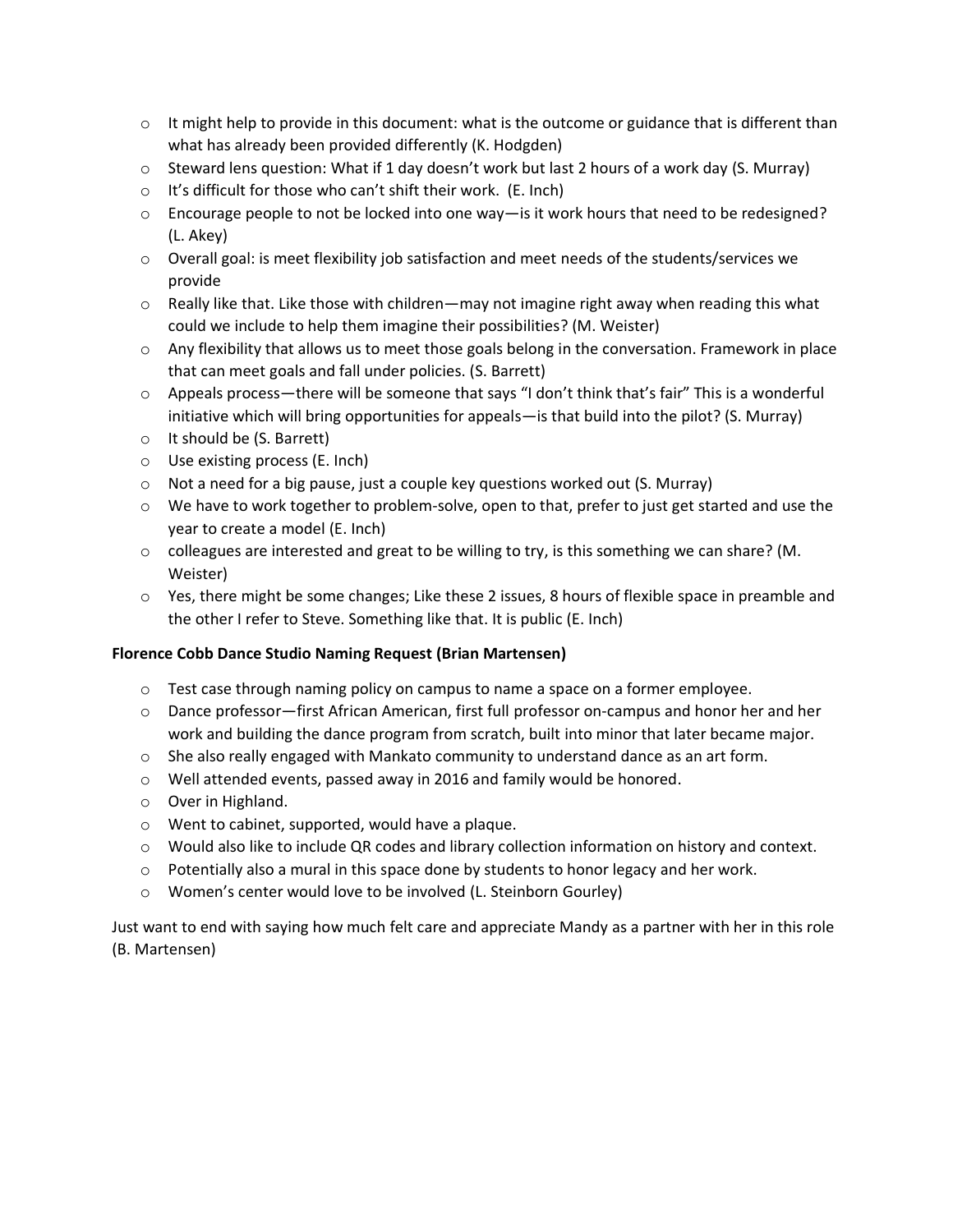- It might help to provide in this document: what is the outcome or guidance that is different than what has already been provided differently (K. Hodgden)
- Steward lens question: What if 1 day doesn't work but last 2 hours of a work day (S. Murray)
- It's difficult for those who can't shift their work. (E. Inch)
- Encourage people to not be locked into one way—is it work hours that need to be redesigned? (L. Akey)
- Overall goal: is meet flexibility job satisfaction and meet needs of the students/services we provide
- Really like that. Like those with children—may not imagine right away when reading this what could we include to help them imagine their possibilities? (M. Weister)
- Any flexibility that allows us to meet those goals belong in the conversation. Framework in place that can meet goals and fall under policies. (S. Barrett)
- Appeals process—there will be someone that says "I don't think that's fair" This is a wonderful initiative which will bring opportunities for appeals—is that build into the pilot? (S. Murray)
- It should be (S. Barrett)
- Use existing process (E. Inch)
- Not a need for a big pause, just a couple key questions worked out (S. Murray)
- We have to work together to problem-solve, open to that, prefer to just get started and use the year to create a model (E. Inch)
- colleagues are interested and great to be willing to try, is this something we can share? (M. Weister)
- Yes, there might be some changes; Like these 2 issues, 8 hours of flexible space in preamble and the other I refer to Steve. Something like that. It is public (E. Inch)

**Florence Cobb Dance Studio Naming Request (Brian Martensen)**

- Test case through naming policy on campus to name a space on a former employee.
- Dance professor—first African American, first full professor on-campus and honor her and her work and building the dance program from scratch, built into minor that later became major.
- She also really engaged with Mankato community to understand dance as an art form.
- Well attended events, passed away in 2016 and family would be honored.
- Over in Highland.
- Went to cabinet, supported, would have a plaque.
- Would also like to include QR codes and library collection information on history and context.
- Potentially also a mural in this space done by students to honor legacy and her work.
- Women's center would love to be involved (L. Steinborn Gourley)

Just want to end with saying how much felt care and appreciate Mandy as a partner with her in this role (B. Martensen)